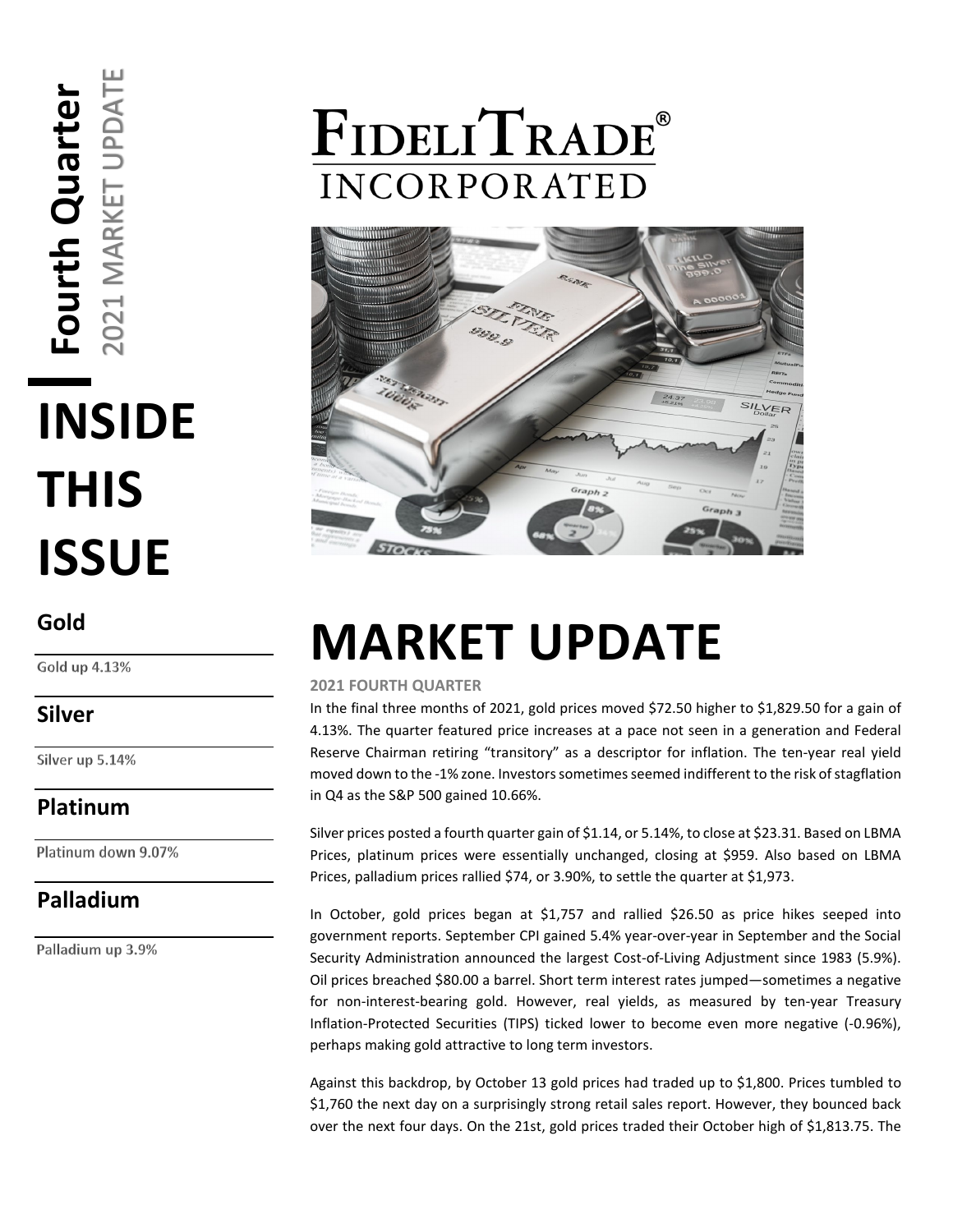# FIDELITRADE® INCORPORATED

**Fourth Quarter** 2021 MARKET UPDATE

# INSIDE THIS ISSUE

## Gold

Gold up 4.13%

## Silver

Silver up 5.14%

## Platinum

Platinum down 9.07%

## Palladium

Palladium up 3.9%

# MARKET UPDATE

**2021 FOURTH QUARTER**

In the final three months of 2021, gold prices moved $72.50 higher to $1,829.50 for a gain of 4.13%. The quarter featured price increases at a pace not seen in a generation and Federal Reserve Chairman retiring "transitory" as a descriptor for inflation. The ten-year real yield moved down to the -1% zone. Investors sometimes seemed indifferent to the risk of stagflation in Q4 as the S&P 500 gained 10.66%.

Silver prices posted a fourth quarter gain of $1.14, or 5.14%, to close at $23.31. Based on LBMA Prices, platinum prices were essentially unchanged, closing at $959. Also based on LBMA Prices, palladium prices rallied $74, or 3.90%, to settle the quarter at $1,973.

In October, gold prices began at $1,757 and rallied $26.50 as price hikes seeped into government reports. September CPI gained 5.4% year-over-year in September and the Social Security Administration announced the largest Cost-of-Living Adjustment since 1983 (5.9%). Oil prices breached $80.00 a barrel. Short term interest rates jumped—sometimes a negative for non-interest-bearing gold. However, real yields, as measured by ten-year Treasury Inflation-Protected Securities (TIPS) ticked lower to become even more negative (-0.96%), perhaps making gold attractive to long term investors.

Against this backdrop, by October 13 gold prices had traded up to $1,800. Prices tumbled to $1,760 the next day on a surprisingly strong retail sales report. However, they bounced back over the next four days. On the 21st, gold prices traded their October high of $1,813.75. The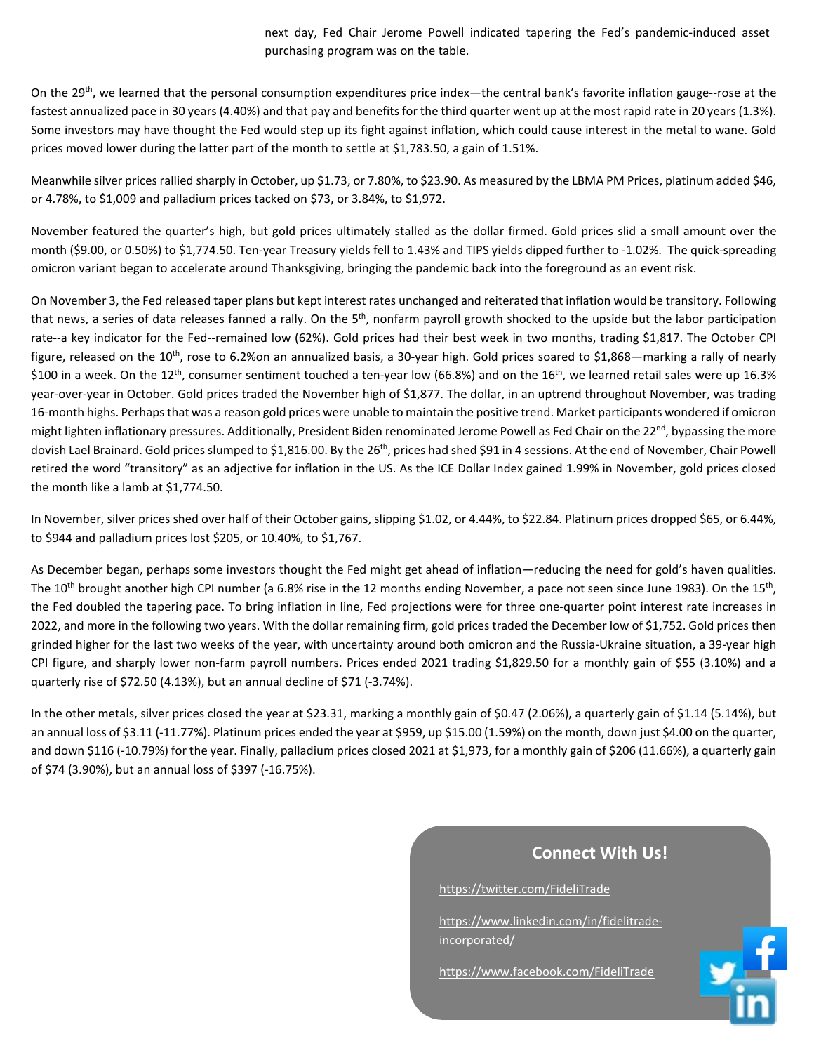next day, Fed Chair Jerome Powell indicated tapering the Fed's pandemic-induced asset purchasing program was on the table.

On the 29th, we learned that the personal consumption expenditures price index—the central bank's favorite inflation gauge--rose at the fastest annualized pace in 30 years (4.40%) and that pay and benefits for the third quarter went up at the most rapid rate in 20 years (1.3%). Some investors may have thought the Fed would step up its fight against inflation, which could cause interest in the metal to wane. Gold prices moved lower during the latter part of the month to settle at $1,783.50, a gain of 1.51%.

Meanwhile silver prices rallied sharply in October, up $1.73, or 7.80%, to $23.90. As measured by the LBMA PM Prices, platinum added $46, or 4.78%, to $1,009 and palladium prices tacked on $73, or 3.84%, to $1,972.

November featured the quarter's high, but gold prices ultimately stalled as the dollar firmed. Gold prices slid a small amount over the month ($9.00, or 0.50%) to $1,774.50. Ten-year Treasury yields fell to 1.43% and TIPS yields dipped further to -1.02%. The quick-spreading omicron variant began to accelerate around Thanksgiving, bringing the pandemic back into the foreground as an event risk.

On November 3, the Fed released taper plans but kept interest rates unchanged and reiterated that inflation would be transitory. Following that news, a series of data releases fanned a rally. On the 5th, nonfarm payroll growth shocked to the upside but the labor participation rate--a key indicator for the Fed--remained low (62%). Gold prices had their best week in two months, trading $1,817. The October CPI figure, released on the 10th, rose to 6.2%on an annualized basis, a 30-year high. Gold prices soared to $1,868—marking a rally of nearly $100 in a week. On the 12th, consumer sentiment touched a ten-year low (66.8%) and on the 16th, we learned retail sales were up 16.3% year-over-year in October. Gold prices traded the November high of $1,877. The dollar, in an uptrend throughout November, was trading 16-month highs. Perhaps that was a reason gold prices were unable to maintain the positive trend. Market participants wondered if omicron might lighten inflationary pressures. Additionally, President Biden renominated Jerome Powell as Fed Chair on the 22nd, bypassing the more dovish Lael Brainard. Gold prices slumped to $1,816.00. By the 26th, prices had shed $91 in 4 sessions. At the end of November, Chair Powell retired the word "transitory" as an adjective for inflation in the US. As the ICE Dollar Index gained 1.99% in November, gold prices closed the month like a lamb at $1,774.50.

In November, silver prices shed over half of their October gains, slipping $1.02, or 4.44%, to $22.84. Platinum prices dropped $65, or 6.44%, to $944 and palladium prices lost $205, or 10.40%, to $1,767.

As December began, perhaps some investors thought the Fed might get ahead of inflation—reducing the need for gold's haven qualities. The 10th brought another high CPI number (a 6.8% rise in the 12 months ending November, a pace not seen since June 1983). On the 15th, the Fed doubled the tapering pace. To bring inflation in line, Fed projections were for three one-quarter point interest rate increases in 2022, and more in the following two years. With the dollar remaining firm, gold prices traded the December low of $1,752. Gold prices then grinded higher for the last two weeks of the year, with uncertainty around both omicron and the Russia-Ukraine situation, a 39-year high CPI figure, and sharply lower non-farm payroll numbers. Prices ended 2021 trading $1,829.50 for a monthly gain of $55 (3.10%) and a quarterly rise of $72.50 (4.13%), but an annual decline of $71 (-3.74%).

In the other metals, silver prices closed the year at $23.31, marking a monthly gain of $0.47 (2.06%), a quarterly gain of $1.14 (5.14%), but an annual loss of $3.11 (-11.77%). Platinum prices ended the year at $959, up $15.00 (1.59%) on the month, down just $4.00 on the quarter, and down $116 (-10.79%) for the year. Finally, palladium prices closed 2021 at $1,973, for a monthly gain of $206 (11.66%), a quarterly gain of $74 (3.90%), but an annual loss of $397 (-16.75%).

**Connect With Us!**

https://twitter.com/FideliTrade

https://www.linkedin.com/in/fidelitrade-incorporated/

https://www.facebook.com/FideliTrade